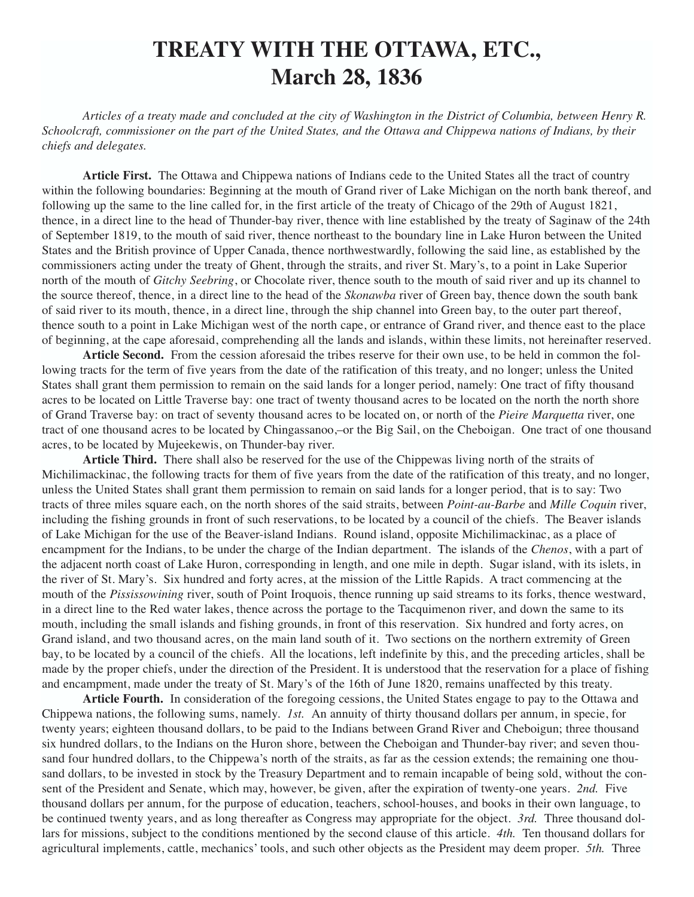# TREATY WITH THE OTTAWA, ETC., March 28, 1836

*Articles of a treaty made and concluded at the city of Washington in the District of Columbia, between Henry R. Schoolcraft, commissioner on the part of the United States, and the Ottawa and Chippewa nations of Indians, by their chiefs and delegates.*

**Article First.** The Ottawa and Chippewa nations of Indians cede to the United States all the tract of country within the following boundaries: Beginning at the mouth of Grand river of Lake Michigan on the north bank thereof, and following up the same to the line called for, in the first article of the treaty of Chicago of the 29th of August 1821, thence, in a direct line to the head of Thunder-bay river, thence with line established by the treaty of Saginaw of the 24th of September 1819, to the mouth of said river, thence northeast to the boundary line in Lake Huron between the United States and the British province of Upper Canada, thence northwestwardly, following the said line, as established by the commissioners acting under the treaty of Ghent, through the straits, and river St. Mary's, to a point in Lake Superior north of the mouth of *Gitchy Seebring*, or Chocolate river, thence south to the mouth of said river and up its channel to the source thereof, thence, in a direct line to the head of the *Skonawba* river of Green bay, thence down the south bank of said river to its mouth, thence, in a direct line, through the ship channel into Green bay, to the outer part thereof, thence south to a point in Lake Michigan west of the north cape, or entrance of Grand river, and thence east to the place of beginning, at the cape aforesaid, comprehending all the lands and islands, within these limits, not hereinafter reserved.

**Article Second.** From the cession aforesaid the tribes reserve for their own use, to be held in common the following tracts for the term of five years from the date of the ratification of this treaty, and no longer; unless the United States shall grant them permission to remain on the said lands for a longer period, namely: One tract of fifty thousand acres to be located on Little Traverse bay: one tract of twenty thousand acres to be located on the north the north shore of Grand Traverse bay: on tract of seventy thousand acres to be located on, or north of the *Pieire Marquetta* river, one tract of one thousand acres to be located by Chingassanoo,–or the Big Sail, on the Cheboigan. One tract of one thousand acres, to be located by Mujeekewis, on Thunder-bay river.

**Article Third.** There shall also be reserved for the use of the Chippewas living north of the straits of Michilimackinac, the following tracts for them of five years from the date of the ratification of this treaty, and no longer, unless the United States shall grant them permission to remain on said lands for a longer period, that is to say: Two tracts of three miles square each, on the north shores of the said straits, between *Point-au-Barbe* and *Mille Coquin* river, including the fishing grounds in front of such reservations, to be located by a council of the chiefs. The Beaver islands of Lake Michigan for the use of the Beaver-island Indians. Round island, opposite Michilimackinac, as a place of encampment for the Indians, to be under the charge of the Indian department. The islands of the *Chenos*, with a part of the adjacent north coast of Lake Huron, corresponding in length, and one mile in depth. Sugar island, with its islets, in the river of St. Mary's. Six hundred and forty acres, at the mission of the Little Rapids. A tract commencing at the mouth of the *Pississowining* river, south of Point Iroquois, thence running up said streams to its forks, thence westward, in a direct line to the Red water lakes, thence across the portage to the Tacquimenon river, and down the same to its mouth, including the small islands and fishing grounds, in front of this reservation. Six hundred and forty acres, on Grand island, and two thousand acres, on the main land south of it. Two sections on the northern extremity of Green bay, to be located by a council of the chiefs. All the locations, left indefinite by this, and the preceding articles, shall be made by the proper chiefs, under the direction of the President. It is understood that the reservation for a place of fishing and encampment, made under the treaty of St. Mary's of the 16th of June 1820, remains unaffected by this treaty.

**Article Fourth.** In consideration of the foregoing cessions, the United States engage to pay to the Ottawa and Chippewa nations, the following sums, namely. *1st.* An annuity of thirty thousand dollars per annum, in specie, for twenty years; eighteen thousand dollars, to be paid to the Indians between Grand River and Cheboigun; three thousand six hundred dollars, to the Indians on the Huron shore, between the Cheboigan and Thunder-bay river; and seven thousand four hundred dollars, to the Chippewa's north of the straits, as far as the cession extends; the remaining one thousand dollars, to be invested in stock by the Treasury Department and to remain incapable of being sold, without the consent of the President and Senate, which may, however, be given, after the expiration of twenty-one years. *2nd.* Five thousand dollars per annum, for the purpose of education, teachers, school-houses, and books in their own language, to be continued twenty years, and as long thereafter as Congress may appropriate for the object. *3rd.* Three thousand dollars for missions, subject to the conditions mentioned by the second clause of this article. *4th.* Ten thousand dollars for agricultural implements, cattle, mechanics' tools, and such other objects as the President may deem proper. *5th.* Three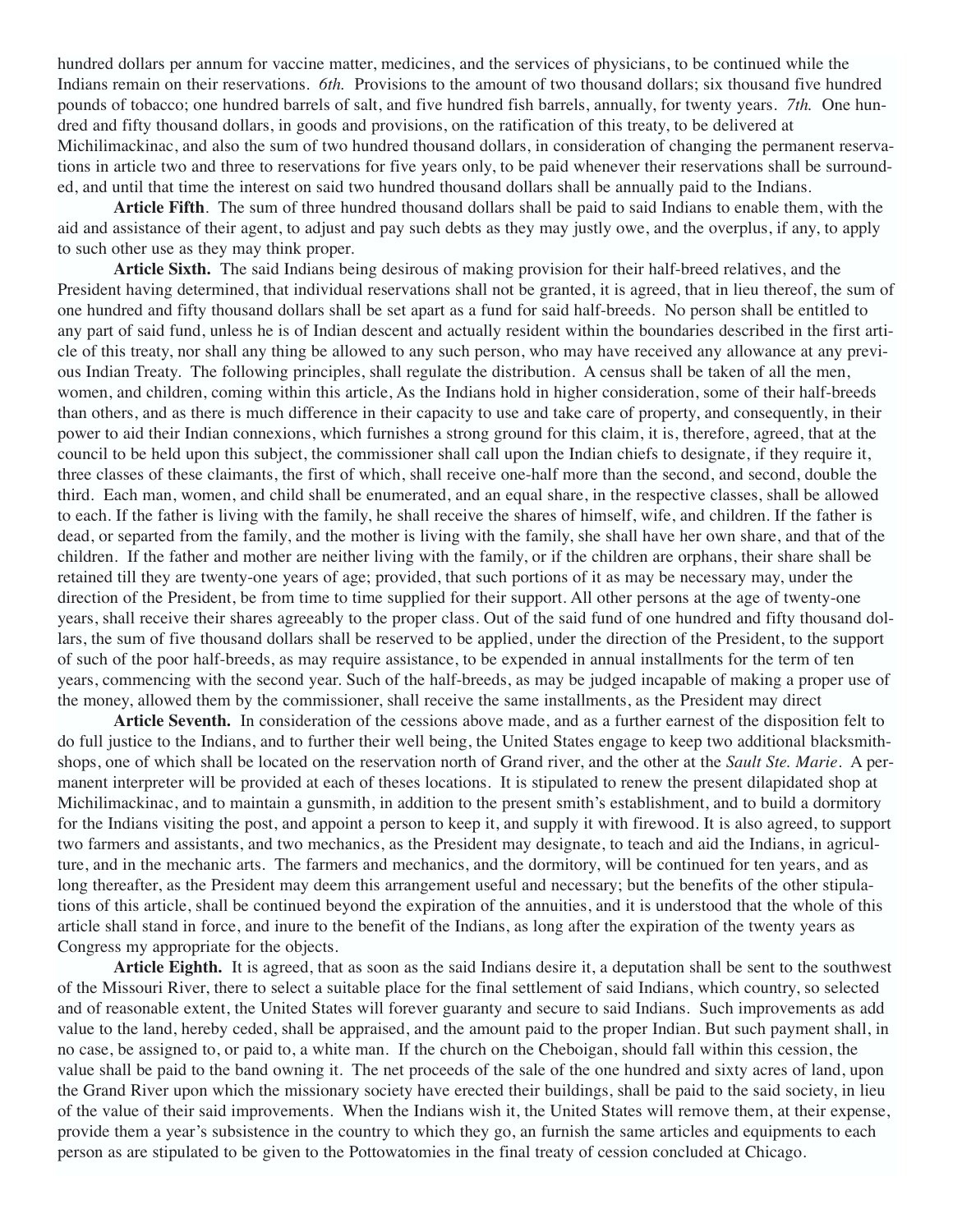hundred dollars per annum for vaccine matter, medicines, and the services of physicians, to be continued while the Indians remain on their reservations. *6th.* Provisions to the amount of two thousand dollars; six thousand five hundred pounds of tobacco; one hundred barrels of salt, and five hundred fish barrels, annually, for twenty years. *7th.* One hundred and fifty thousand dollars, in goods and provisions, on the ratification of this treaty, to be delivered at Michilimackinac, and also the sum of two hundred thousand dollars, in consideration of changing the permanent reservations in article two and three to reservations for five years only, to be paid whenever their reservations shall be surrounded, and until that time the interest on said two hundred thousand dollars shall be annually paid to the Indians.

**Article Fifth**. The sum of three hundred thousand dollars shall be paid to said Indians to enable them, with the aid and assistance of their agent, to adjust and pay such debts as they may justly owe, and the overplus, if any, to apply to such other use as they may think proper.

**Article Sixth.** The said Indians being desirous of making provision for their half-breed relatives, and the President having determined, that individual reservations shall not be granted, it is agreed, that in lieu thereof, the sum of one hundred and fifty thousand dollars shall be set apart as a fund for said half-breeds. No person shall be entitled to any part of said fund, unless he is of Indian descent and actually resident within the boundaries described in the first article of this treaty, nor shall any thing be allowed to any such person, who may have received any allowance at any previous Indian Treaty. The following principles, shall regulate the distribution. A census shall be taken of all the men, women, and children, coming within this article, As the Indians hold in higher consideration, some of their half-breeds than others, and as there is much difference in their capacity to use and take care of property, and consequently, in their power to aid their Indian connexions, which furnishes a strong ground for this claim, it is, therefore, agreed, that at the council to be held upon this subject, the commissioner shall call upon the Indian chiefs to designate, if they require it, three classes of these claimants, the first of which, shall receive one-half more than the second, and second, double the third. Each man, women, and child shall be enumerated, and an equal share, in the respective classes, shall be allowed to each. If the father is living with the family, he shall receive the shares of himself, wife, and children. If the father is dead, or separted from the family, and the mother is living with the family, she shall have her own share, and that of the children. If the father and mother are neither living with the family, or if the children are orphans, their share shall be retained till they are twenty-one years of age; provided, that such portions of it as may be necessary may, under the direction of the President, be from time to time supplied for their support. All other persons at the age of twenty-one years, shall receive their shares agreeably to the proper class. Out of the said fund of one hundred and fifty thousand dollars, the sum of five thousand dollars shall be reserved to be applied, under the direction of the President, to the support of such of the poor half-breeds, as may require assistance, to be expended in annual installments for the term of ten years, commencing with the second year. Such of the half-breeds, as may be judged incapable of making a proper use of the money, allowed them by the commissioner, shall receive the same installments, as the President may direct

**Article Seventh.** In consideration of the cessions above made, and as a further earnest of the disposition felt to do full justice to the Indians, and to further their well being, the United States engage to keep two additional blacksmith-shops, one of which shall be located on the reservation north of Grand river, and the other at the *Sault Ste. Marie*. A permanent interpreter will be provided at each of theses locations. It is stipulated to renew the present dilapidated shop at Michilimackinac, and to maintain a gunsmith, in addition to the present smith's establishment, and to build a dormitory for the Indians visiting the post, and appoint a person to keep it, and supply it with firewood. It is also agreed, to support two farmers and assistants, and two mechanics, as the President may designate, to teach and aid the Indians, in agriculture, and in the mechanic arts. The farmers and mechanics, and the dormitory, will be continued for ten years, and as long thereafter, as the President may deem this arrangement useful and necessary; but the benefits of the other stipulations of this article, shall be continued beyond the expiration of the annuities, and it is understood that the whole of this article shall stand in force, and inure to the benefit of the Indians, as long after the expiration of the twenty years as Congress my appropriate for the objects.

**Article Eighth.** It is agreed, that as soon as the said Indians desire it, a deputation shall be sent to the southwest of the Missouri River, there to select a suitable place for the final settlement of said Indians, which country, so selected and of reasonable extent, the United States will forever guaranty and secure to said Indians. Such improvements as add value to the land, hereby ceded, shall be appraised, and the amount paid to the proper Indian. But such payment shall, in no case, be assigned to, or paid to, a white man. If the church on the Cheboigan, should fall within this cession, the value shall be paid to the band owning it. The net proceeds of the sale of the one hundred and sixty acres of land, upon the Grand River upon which the missionary society have erected their buildings, shall be paid to the said society, in lieu of the value of their said improvements. When the Indians wish it, the United States will remove them, at their expense, provide them a year's subsistence in the country to which they go, an furnish the same articles and equipments to each person as are stipulated to be given to the Pottowatomies in the final treaty of cession concluded at Chicago.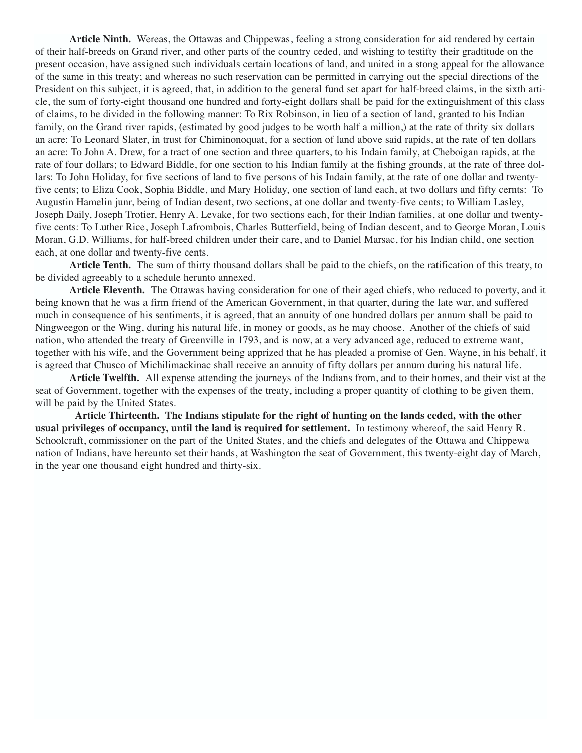**Article Ninth.** Wereas, the Ottawas and Chippewas, feeling a strong consideration for aid rendered by certain of their half-breeds on Grand river, and other parts of the country ceded, and wishing to testifty their gradtitude on the present occasion, have assigned such individuals certain locations of land, and united in a stong appeal for the allowance of the same in this treaty; and whereas no such reservation can be permitted in carrying out the special directions of the President on this subject, it is agreed, that, in addition to the general fund set apart for half-breed claims, in the sixth article, the sum of forty-eight thousand one hundred and forty-eight dollars shall be paid for the extinguishment of this class of claims, to be divided in the following manner: To Rix Robinson, in lieu of a section of land, granted to his Indian family, on the Grand river rapids, (estimated by good judges to be worth half a million,) at the rate of thrity six dollars an acre: To Leonard Slater, in trust for Chiminonoquat, for a section of land above said rapids, at the rate of ten dollars an acre: To John A. Drew, for a tract of one section and three quarters, to his Indain family, at Cheboigan rapids, at the rate of four dollars; to Edward Biddle, for one section to his Indian family at the fishing grounds, at the rate of three dollars: To John Holiday, for five sections of land to five persons of his Indain family, at the rate of one dollar and twenty-five cents; to Eliza Cook, Sophia Biddle, and Mary Holiday, one section of land each, at two dollars and fifty cernts: To Augustin Hamelin junr, being of Indian desent, two sections, at one dollar and twenty-five cents; to William Lasley, Joseph Daily, Joseph Trotier, Henry A. Levake, for two sections each, for their Indian families, at one dollar and twenty-five cents: To Luther Rice, Joseph Lafrombois, Charles Butterfield, being of Indian descent, and to George Moran, Louis Moran, G.D. Williams, for half-breed children under their care, and to Daniel Marsac, for his Indian child, one section each, at one dollar and twenty-five cents.

**Article Tenth.** The sum of thirty thousand dollars shall be paid to the chiefs, on the ratification of this treaty, to be divided agreeably to a schedule herunto annexed.

**Article Eleventh.** The Ottawas having consideration for one of their aged chiefs, who reduced to poverty, and it being known that he was a firm friend of the American Government, in that quarter, during the late war, and suffered much in consequence of his sentiments, it is agreed, that an annuity of one hundred dollars per annum shall be paid to Ningweegon or the Wing, during his natural life, in money or goods, as he may choose. Another of the chiefs of said nation, who attended the treaty of Greenville in 1793, and is now, at a very advanced age, reduced to extreme want, together with his wife, and the Government being apprized that he has pleaded a promise of Gen. Wayne, in his behalf, it is agreed that Chusco of Michilimackinac shall receive an annuity of fifty dollars per annum during his natural life.

**Article Twelfth.** All expense attending the journeys of the Indians from, and to their homes, and their vist at the seat of Government, together with the expenses of the treaty, including a proper quantity of clothing to be given them, will be paid by the United States.

**Article Thirteenth. The Indians stipulate for the right of hunting on the lands ceded, with the other usual privileges of occupancy, until the land is required for settlement.** In testimony whereof, the said Henry R. Schoolcraft, commissioner on the part of the United States, and the chiefs and delegates of the Ottawa and Chippewa nation of Indians, have hereunto set their hands, at Washington the seat of Government, this twenty-eight day of March, in the year one thousand eight hundred and thirty-six.